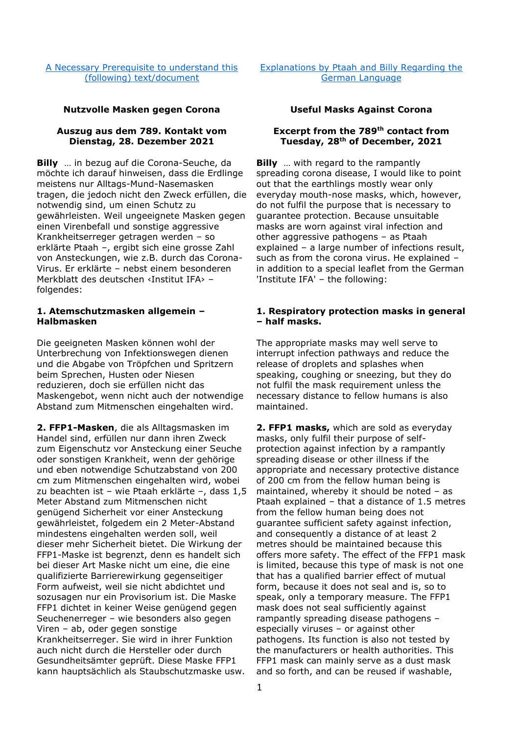[A Necessary Prerequisite to understand this (following) text/document]

[Explanations by Ptaah and Billy Regarding the German Language]

## Nutzvolle Masken gegen Corona

### Auszug aus dem 789. Kontakt vom Dienstag, 28. Dezember 2021

**Billy** … in bezug auf die Corona-Seuche, da möchte ich darauf hinweisen, dass die Erdlinge meistens nur Alltags-Mund-Nasemasken tragen, die jedoch nicht den Zweck erfüllen, die notwendig sind, um einen Schutz zu gewährleisten. Weil ungeeignete Masken gegen einen Virenbefall und sonstige aggressive Krankheitserreger getragen werden – so erklärte Ptaah –, ergibt sich eine grosse Zahl von Ansteckungen, wie z.B. durch das Corona-Virus. Er erklärte – nebst einem besonderen Merkblatt des deutschen ‹Institut IFA› – folgendes:

**1. Atemschutzmasken allgemein – Halbmasken**

Die geeigneten Masken können wohl der Unterbrechung von Infektionswegen dienen und die Abgabe von Tröpfchen und Spritzern beim Sprechen, Husten oder Niesen reduzieren, doch sie erfüllen nicht das Maskengebot, wenn nicht auch der notwendige Abstand zum Mitmenschen eingehalten wird.

**2. FFP1-Masken**, die als Alltagsmasken im Handel sind, erfüllen nur dann ihren Zweck zum Eigenschutz vor Ansteckung einer Seuche oder sonstigen Krankheit, wenn der gehörige und eben notwendige Schutzabstand von 200 cm zum Mitmenschen eingehalten wird, wobei zu beachten ist – wie Ptaah erklärte –, dass 1,5 Meter Abstand zum Mitmenschen nicht genügend Sicherheit vor einer Ansteckung gewährleistet, folgedem ein 2 Meter-Abstand mindestens eingehalten werden soll, weil dieser mehr Sicherheit bietet. Die Wirkung der FFP1-Maske ist begrenzt, denn es handelt sich bei dieser Art Maske nicht um eine, die eine qualifizierte Barrierewirkung gegenseitiger Form aufweist, weil sie nicht abdichtet und sozusagen nur ein Provisorium ist. Die Maske FFP1 dichtet in keiner Weise genügend gegen Seuchenerreger – wie besonders also gegen Viren – ab, oder gegen sonstige Krankheitserreger. Sie wird in ihrer Funktion auch nicht durch die Hersteller oder durch Gesundheitsämter geprüft. Diese Maske FFP1 kann hauptsächlich als Staubschutzmaske usw.

## Useful Masks Against Corona

### Excerpt from the 789th contact from Tuesday, 28th of December, 2021

**Billy** … with regard to the rampantly spreading corona disease, I would like to point out that the earthlings mostly wear only everyday mouth-nose masks, which, however, do not fulfil the purpose that is necessary to guarantee protection. Because unsuitable masks are worn against viral infection and other aggressive pathogens – as Ptaah explained – a large number of infections result, such as from the corona virus. He explained – in addition to a special leaflet from the German 'Institute IFA' – the following:

**1. Respiratory protection masks in general – half masks.**

The appropriate masks may well serve to interrupt infection pathways and reduce the release of droplets and splashes when speaking, coughing or sneezing, but they do not fulfil the mask requirement unless the necessary distance to fellow humans is also maintained.

**2. FFP1 masks,** which are sold as everyday masks, only fulfil their purpose of self-protection against infection by a rampantly spreading disease or other illness if the appropriate and necessary protective distance of 200 cm from the fellow human being is maintained, whereby it should be noted – as Ptaah explained – that a distance of 1.5 metres from the fellow human being does not guarantee sufficient safety against infection, and consequently a distance of at least 2 metres should be maintained because this offers more safety. The effect of the FFP1 mask is limited, because this type of mask is not one that has a qualified barrier effect of mutual form, because it does not seal and is, so to speak, only a temporary measure. The FFP1 mask does not seal sufficiently against rampantly spreading disease pathogens – especially viruses – or against other pathogens. Its function is also not tested by the manufacturers or health authorities. This FFP1 mask can mainly serve as a dust mask and so forth, and can be reused if washable,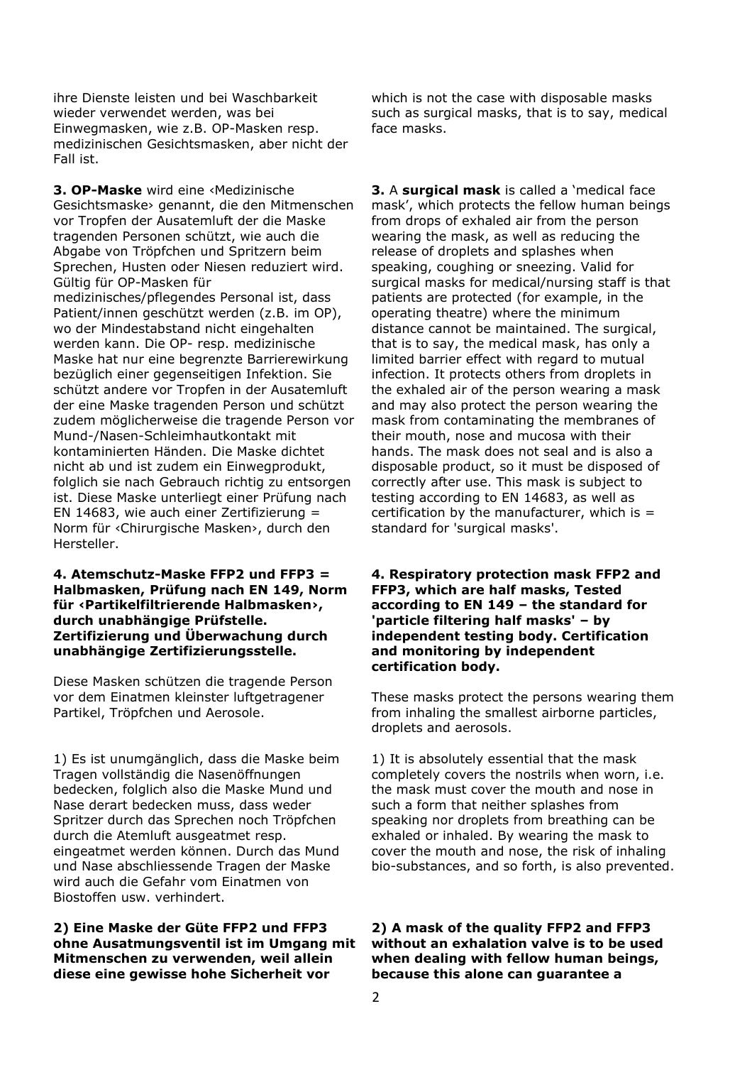ihre Dienste leisten und bei Waschbarkeit wieder verwendet werden, was bei Einwegmasken, wie z.B. OP-Masken resp. medizinischen Gesichtsmasken, aber nicht der Fall ist.

which is not the case with disposable masks such as surgical masks, that is to say, medical face masks.

**3. OP-Maske** wird eine ‹Medizinische Gesichtsmaske› genannt, die den Mitmenschen vor Tropfen der Ausatemluft der die Maske tragenden Personen schützt, wie auch die Abgabe von Tröpfchen und Spritzern beim Sprechen, Husten oder Niesen reduziert wird. Gültig für OP-Masken für medizinisches/pflegendes Personal ist, dass Patient/innen geschützt werden (z.B. im OP), wo der Mindestabstand nicht eingehalten werden kann. Die OP- resp. medizinische Maske hat nur eine begrenzte Barrierewirkung bezüglich einer gegenseitigen Infektion. Sie schützt andere vor Tropfen in der Ausatemluft der eine Maske tragenden Person und schützt zudem möglicherweise die tragende Person vor Mund-/Nasen-Schleimhautkontakt mit kontaminierten Händen. Die Maske dichtet nicht ab und ist zudem ein Einwegprodukt, folglich sie nach Gebrauch richtig zu entsorgen ist. Diese Maske unterliegt einer Prüfung nach EN 14683, wie auch einer Zertifizierung = Norm für ‹Chirurgische Masken›, durch den Hersteller.

**3.** A **surgical mask** is called a 'medical face mask', which protects the fellow human beings from drops of exhaled air from the person wearing the mask, as well as reducing the release of droplets and splashes when speaking, coughing or sneezing. Valid for surgical masks for medical/nursing staff is that patients are protected (for example, in the operating theatre) where the minimum distance cannot be maintained. The surgical, that is to say, the medical mask, has only a limited barrier effect with regard to mutual infection. It protects others from droplets in the exhaled air of the person wearing a mask and may also protect the person wearing the mask from contaminating the membranes of their mouth, nose and mucosa with their hands. The mask does not seal and is also a disposable product, so it must be disposed of correctly after use. This mask is subject to testing according to EN 14683, as well as certification by the manufacturer, which is = standard for 'surgical masks'.

**4. Atemschutz-Maske FFP2 und FFP3 = Halbmasken, Prüfung nach EN 149, Norm für ‹Partikelfiltrierende Halbmasken›, durch unabhängige Prüfstelle. Zertifizierung und Überwachung durch unabhängige Zertifizierungsstelle.**

Diese Masken schützen die tragende Person vor dem Einatmen kleinster luftgetragener Partikel, Tröpfchen und Aerosole.

1) Es ist unumgänglich, dass die Maske beim Tragen vollständig die Nasenöffnungen bedecken, folglich also die Maske Mund und Nase derart bedecken muss, dass weder Spritzer durch das Sprechen noch Tröpfchen durch die Atemluft ausgeatmet resp. eingeatmet werden können. Durch das Mund und Nase abschliessende Tragen der Maske wird auch die Gefahr vom Einatmen von Biostoffen usw. verhindert.

**2) Eine Maske der Güte FFP2 und FFP3 ohne Ausatmungsventil ist im Umgang mit Mitmenschen zu verwenden, weil allein diese eine gewisse hohe Sicherheit vor**

**4. Respiratory protection mask FFP2 and FFP3, which are half masks, Tested according to EN 149 – the standard for 'particle filtering half masks' – by independent testing body. Certification and monitoring by independent certification body.**

These masks protect the persons wearing them from inhaling the smallest airborne particles, droplets and aerosols.

1) It is absolutely essential that the mask completely covers the nostrils when worn, i.e. the mask must cover the mouth and nose in such a form that neither splashes from speaking nor droplets from breathing can be exhaled or inhaled. By wearing the mask to cover the mouth and nose, the risk of inhaling bio-substances, and so forth, is also prevented.

**2) A mask of the quality FFP2 and FFP3 without an exhalation valve is to be used when dealing with fellow human beings, because this alone can guarantee a**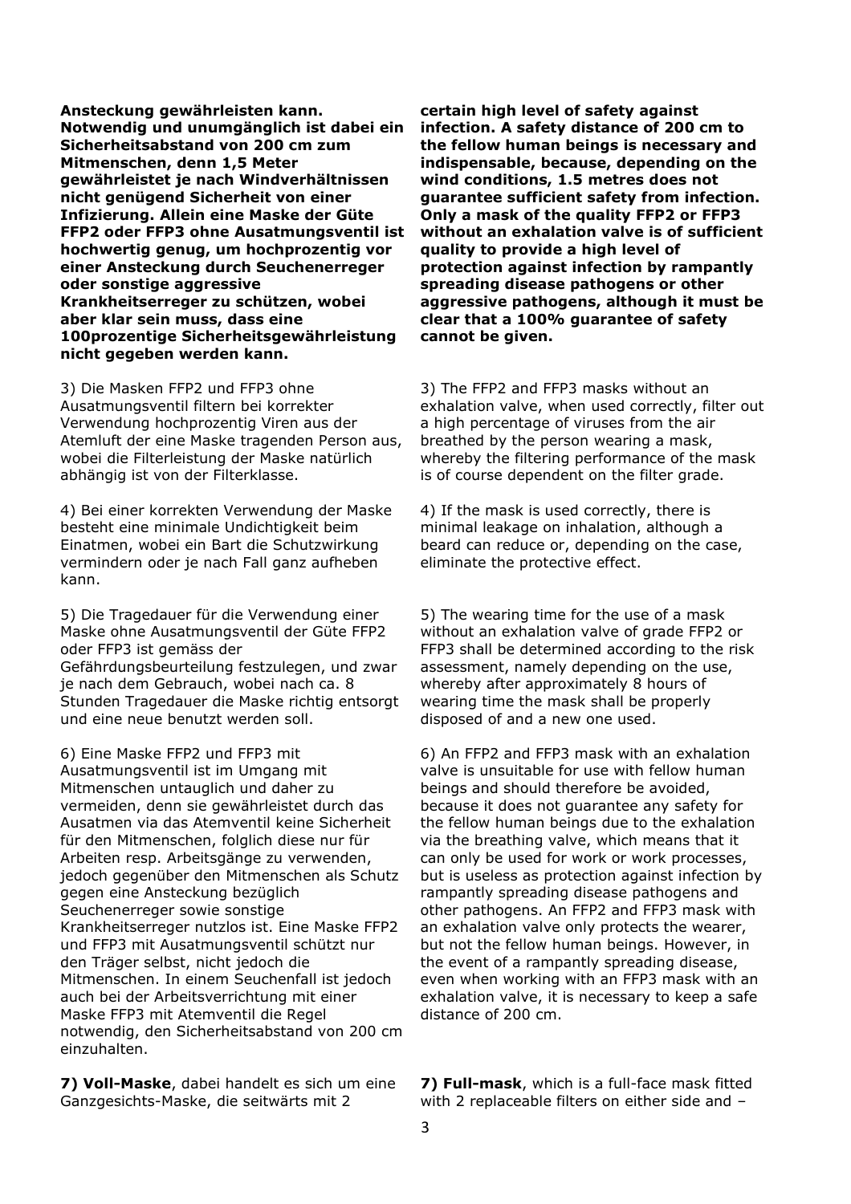**Ansteckung gewährleisten kann. Notwendig und unumgänglich ist dabei ein Sicherheitsabstand von 200 cm zum Mitmenschen, denn 1,5 Meter gewährleistet je nach Windverhältnissen nicht genügend Sicherheit von einer Infizierung. Allein eine Maske der Güte FFP2 oder FFP3 ohne Ausatmungsventil ist hochwertig genug, um hochprozentig vor einer Ansteckung durch Seuchenerreger oder sonstige aggressive Krankheitserreger zu schützen, wobei aber klar sein muss, dass eine 100prozentige Sicherheitsgewährleistung nicht gegeben werden kann.**

3) Die Masken FFP2 und FFP3 ohne Ausatmungsventil filtern bei korrekter Verwendung hochprozentig Viren aus der Atemluft der eine Maske tragenden Person aus, wobei die Filterleistung der Maske natürlich abhängig ist von der Filterklasse.

4) Bei einer korrekten Verwendung der Maske besteht eine minimale Undichtigkeit beim Einatmen, wobei ein Bart die Schutzwirkung vermindern oder je nach Fall ganz aufheben kann.

5) Die Tragedauer für die Verwendung einer Maske ohne Ausatmungsventil der Güte FFP2 oder FFP3 ist gemäss der Gefährdungsbeurteilung festzulegen, und zwar je nach dem Gebrauch, wobei nach ca. 8 Stunden Tragedauer die Maske richtig entsorgt und eine neue benutzt werden soll.

6) Eine Maske FFP2 und FFP3 mit Ausatmungsventil ist im Umgang mit Mitmenschen untauglich und daher zu vermeiden, denn sie gewährleistet durch das Ausatmen via das Atemventil keine Sicherheit für den Mitmenschen, folglich diese nur für Arbeiten resp. Arbeitsgänge zu verwenden, jedoch gegenüber den Mitmenschen als Schutz gegen eine Ansteckung bezüglich Seuchenerreger sowie sonstige Krankheitserreger nutzlos ist. Eine Maske FFP2 und FFP3 mit Ausatmungsventil schützt nur den Träger selbst, nicht jedoch die Mitmenschen. In einem Seuchenfall ist jedoch auch bei der Arbeitsverrichtung mit einer Maske FFP3 mit Atemventil die Regel notwendig, den Sicherheitsabstand von 200 cm einzuhalten.

**7) Voll-Maske**, dabei handelt es sich um eine Ganzgesichts-Maske, die seitwärts mit 2

**certain high level of safety against infection. A safety distance of 200 cm to the fellow human beings is necessary and indispensable, because, depending on the wind conditions, 1.5 metres does not guarantee sufficient safety from infection. Only a mask of the quality FFP2 or FFP3 without an exhalation valve is of sufficient quality to provide a high level of protection against infection by rampantly spreading disease pathogens or other aggressive pathogens, although it must be clear that a 100% guarantee of safety cannot be given.**

3) The FFP2 and FFP3 masks without an exhalation valve, when used correctly, filter out a high percentage of viruses from the air breathed by the person wearing a mask, whereby the filtering performance of the mask is of course dependent on the filter grade.

4) If the mask is used correctly, there is minimal leakage on inhalation, although a beard can reduce or, depending on the case, eliminate the protective effect.

5) The wearing time for the use of a mask without an exhalation valve of grade FFP2 or FFP3 shall be determined according to the risk assessment, namely depending on the use, whereby after approximately 8 hours of wearing time the mask shall be properly disposed of and a new one used.

6) An FFP2 and FFP3 mask with an exhalation valve is unsuitable for use with fellow human beings and should therefore be avoided, because it does not guarantee any safety for the fellow human beings due to the exhalation via the breathing valve, which means that it can only be used for work or work processes, but is useless as protection against infection by rampantly spreading disease pathogens and other pathogens. An FFP2 and FFP3 mask with an exhalation valve only protects the wearer, but not the fellow human beings. However, in the event of a rampantly spreading disease, even when working with an FFP3 mask with an exhalation valve, it is necessary to keep a safe distance of 200 cm.

**7) Full-mask**, which is a full-face mask fitted with 2 replaceable filters on either side and –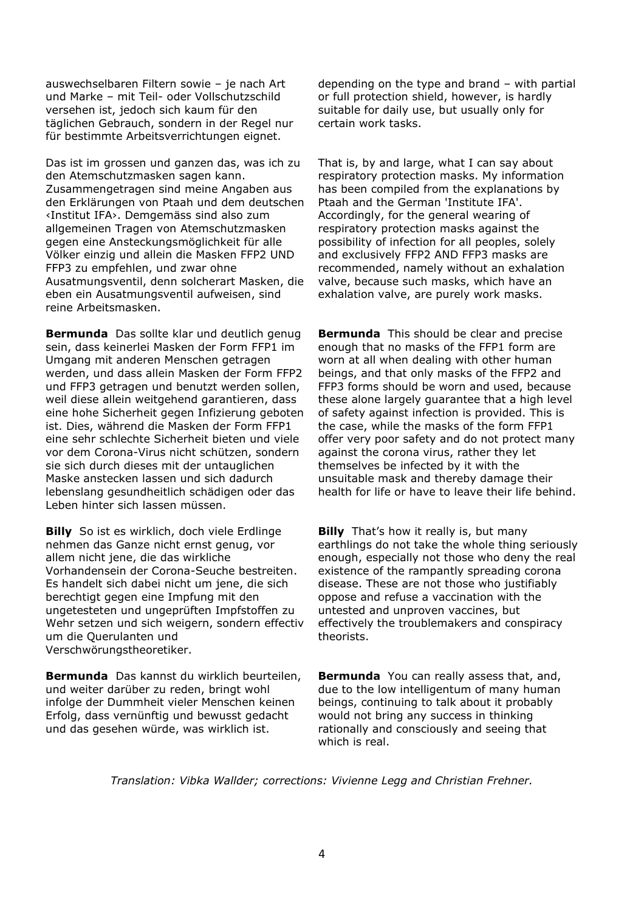auswechselbaren Filtern sowie – je nach Art und Marke – mit Teil- oder Vollschutzschild versehen ist, jedoch sich kaum für den täglichen Gebrauch, sondern in der Regel nur für bestimmte Arbeitsverrichtungen eignet.

depending on the type and brand – with partial or full protection shield, however, is hardly suitable for daily use, but usually only for certain work tasks.

Das ist im grossen und ganzen das, was ich zu den Atemschutzmasken sagen kann. Zusammengetragen sind meine Angaben aus den Erklärungen von Ptaah und dem deutschen ‹Institut IFA›. Demgemäss sind also zum allgemeinen Tragen von Atemschutzmasken gegen eine Ansteckungsmöglichkeit für alle Völker einzig und allein die Masken FFP2 UND FFP3 zu empfehlen, und zwar ohne Ausatmungsventil, denn solcherart Masken, die eben ein Ausatmungsventil aufweisen, sind reine Arbeitsmasken.

That is, by and large, what I can say about respiratory protection masks. My information has been compiled from the explanations by Ptaah and the German 'Institute IFA'. Accordingly, for the general wearing of respiratory protection masks against the possibility of infection for all peoples, solely and exclusively FFP2 AND FFP3 masks are recommended, namely without an exhalation valve, because such masks, which have an exhalation valve, are purely work masks.

**Bermunda** Das sollte klar und deutlich genug sein, dass keinerlei Masken der Form FFP1 im Umgang mit anderen Menschen getragen werden, und dass allein Masken der Form FFP2 und FFP3 getragen und benutzt werden sollen, weil diese allein weitgehend garantieren, dass eine hohe Sicherheit gegen Infizierung geboten ist. Dies, während die Masken der Form FFP1 eine sehr schlechte Sicherheit bieten und viele vor dem Corona-Virus nicht schützen, sondern sie sich durch dieses mit der untauglichen Maske anstecken lassen und sich dadurch lebenslang gesundheitlich schädigen oder das Leben hinter sich lassen müssen.

**Bermunda** This should be clear and precise enough that no masks of the FFP1 form are worn at all when dealing with other human beings, and that only masks of the FFP2 and FFP3 forms should be worn and used, because these alone largely guarantee that a high level of safety against infection is provided. This is the case, while the masks of the form FFP1 offer very poor safety and do not protect many against the corona virus, rather they let themselves be infected by it with the unsuitable mask and thereby damage their health for life or have to leave their life behind.

**Billy** So ist es wirklich, doch viele Erdlinge nehmen das Ganze nicht ernst genug, vor allem nicht jene, die das wirkliche Vorhandensein der Corona-Seuche bestreiten. Es handelt sich dabei nicht um jene, die sich berechtigt gegen eine Impfung mit den ungetesteten und ungeprüften Impfstoffen zu Wehr setzen und sich weigern, sondern effectiv um die Querulanten und Verschwörungstheoretiker.

**Billy** That's how it really is, but many earthlings do not take the whole thing seriously enough, especially not those who deny the real existence of the rampantly spreading corona disease. These are not those who justifiably oppose and refuse a vaccination with the untested and unproven vaccines, but effectively the troublemakers and conspiracy theorists.

**Bermunda** Das kannst du wirklich beurteilen, und weiter darüber zu reden, bringt wohl infolge der Dummheit vieler Menschen keinen Erfolg, dass vernünftig und bewusst gedacht und das gesehen würde, was wirklich ist.

**Bermunda** You can really assess that, and, due to the low intelligentum of many human beings, continuing to talk about it probably would not bring any success in thinking rationally and consciously and seeing that which is real.

*Translation: Vibka Wallder; corrections: Vivienne Legg and Christian Frehner.*